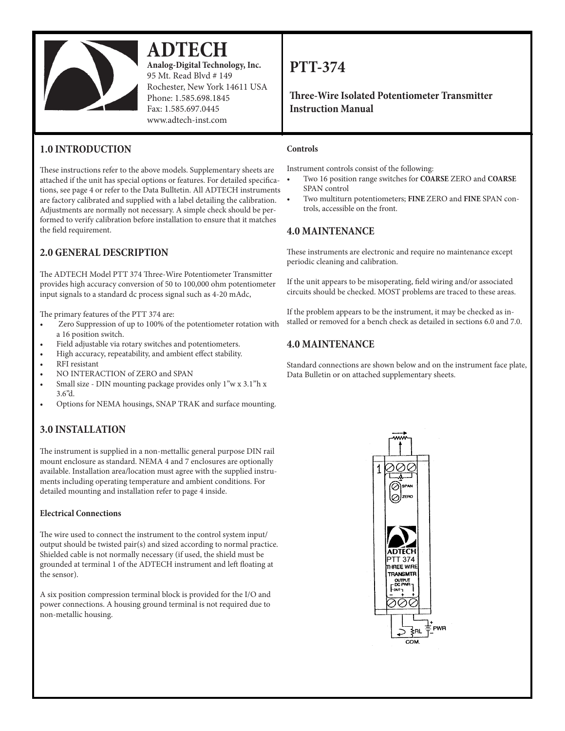# ADTECH

**Analog-Digital Technology, Inc.**
95 Mt. Read Blvd # 149
Rochester, New York 14611 USA
Phone: 1.585.698.1845
Fax: 1.585.697.0445
www.adtech-inst.com

# PTT-374

**Three-Wire Isolated Potentiometer Transmitter Instruction Manual**

## 1.0 INTRODUCTION

These instructions refer to the above models. Supplementary sheets are attached if the unit has special options or features. For detailed specifications, see page 4 or refer to the Data Bulltetin. All ADTECH instruments are factory calibrated and supplied with a label detailing the calibration. Adjustments are normally not necessary. A simple check should be performed to verify calibration before installation to ensure that it matches the field requirement.

## 2.0 GENERAL DESCRIPTION

The ADTECH Model PTT 374 Three-Wire Potentiometer Transmitter provides high accuracy conversion of 50 to 100,000 ohm potentiometer input signals to a standard dc process signal such as 4-20 mAdc,

The primary features of the PTT 374 are:

- Zero Suppression of up to 100% of the potentiometer rotation with a 16 position switch.
- Field adjustable via rotary switches and potentiometers.
- High accuracy, repeatability, and ambient effect stability.
- RFI resistant
- NO INTERACTION of ZERO and SPAN
- Small size - DIN mounting package provides only 1"w x 3.1"h x 3.6"d.
- Options for NEMA housings, SNAP TRAK and surface mounting.

## 3.0 INSTALLATION

The instrument is supplied in a non-mettallic general purpose DIN rail mount enclosure as standard. NEMA 4 and 7 enclosures are optionally available. Installation area/location must agree with the supplied instruments including operating temperature and ambient conditions. For detailed mounting and installation refer to page 4 inside.

### Electrical Connections

The wire used to connect the instrument to the control system input/output should be twisted pair(s) and sized according to normal practice. Shielded cable is not normally necessary (if used, the shield must be grounded at terminal 1 of the ADTECH instrument and left floating at the sensor).

A six position compression terminal block is provided for the I/O and power connections. A housing ground terminal is not required due to non-metallic housing.

### Controls

Instrument controls consist of the following:

- Two 16 position range switches for **COARSE** ZERO and **COARSE** SPAN control
- Two multiturn potentiometers; **FINE** ZERO and **FINE** SPAN controls, accessible on the front.

## 4.0 MAINTENANCE

These instruments are electronic and require no maintenance except periodic cleaning and calibration.

If the unit appears to be misoperating, field wiring and/or associated circuits should be checked. MOST problems are traced to these areas.

If the problem appears to be the instrument, it may be checked as installed or removed for a bench check as detailed in sections 6.0 and 7.0.

## 4.0 MAINTENANCE

Standard connections are shown below and on the instrument face plate, Data Bulletin or on attached supplementary sheets.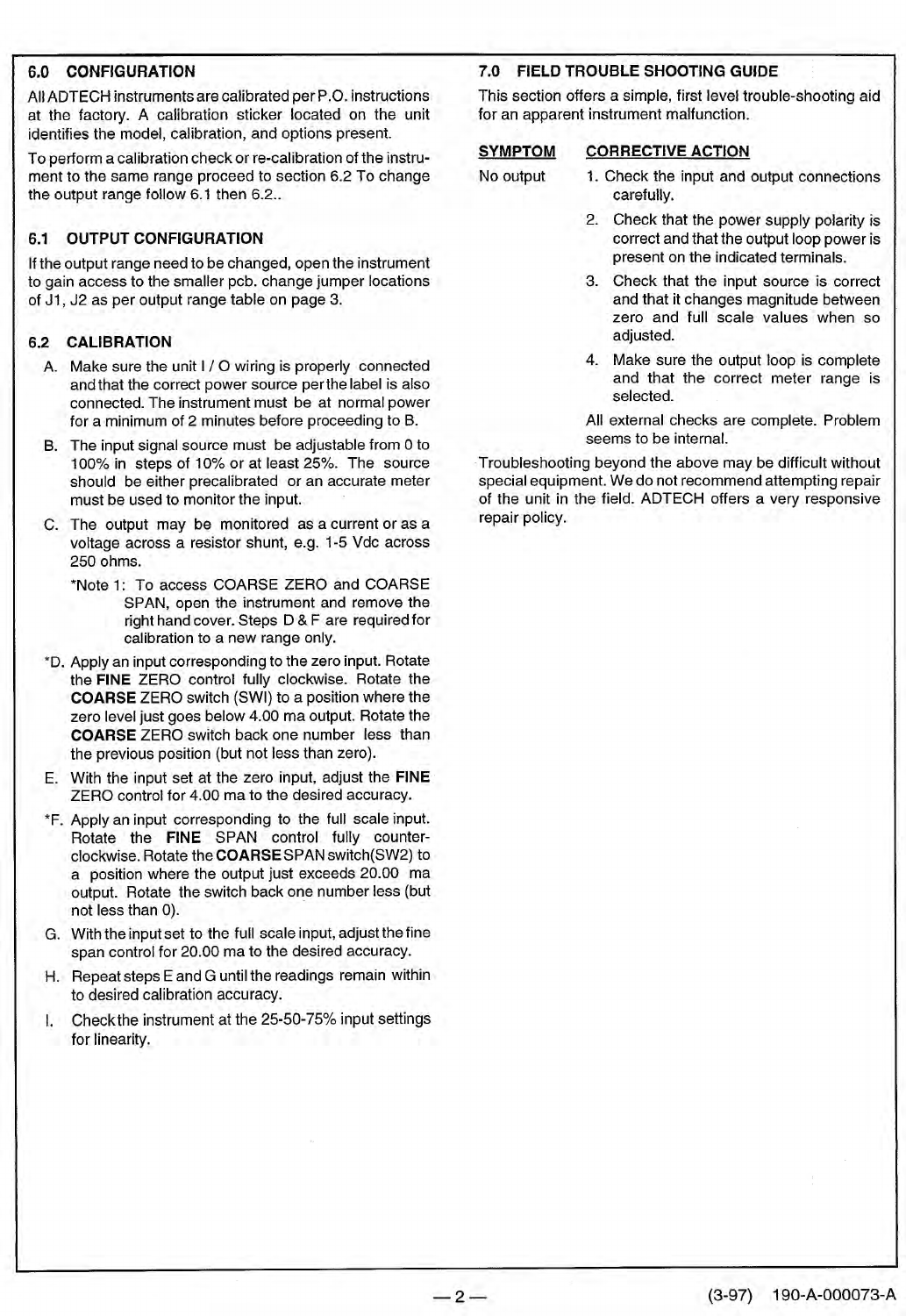## 6.0 CONFIGURATION

All ADTECH instruments are calibrated per P.O. instructions at the factory. A calibration sticker located on the unit identifies the model, calibration, and options present.

To perform a calibration check or re-calibration of the instrument to the same range proceed to section 6.2 To change the output range follow 6.1 then 6.2..

### 6.1 OUTPUT CONFIGURATION

If the output range need to be changed, open the instrument to gain access to the smaller pcb. change jumper locations of J1, J2 as per output range table on page 3.

### 6.2 CALIBRATION

A. Make sure the unit I / O wiring is properly connected and that the correct power source per the label is also connected. The instrument must be at normal power for a minimum of 2 minutes before proceeding to B.

B. The input signal source must be adjustable from 0 to 100% in steps of 10% or at least 25%. The source should be either precalibrated or an accurate meter must be used to monitor the input.

C. The output may be monitored as a current or as a voltage across a resistor shunt, e.g. 1-5 Vdc across 250 ohms.

*Note 1: To access COARSE ZERO and COARSE SPAN, open the instrument and remove the right hand cover. Steps D & F are required for calibration to a new range only.

*D. Apply an input corresponding to the zero input. Rotate the **FINE** ZERO control fully clockwise. Rotate the **COARSE** ZERO switch (SWI) to a position where the zero level just goes below 4.00 ma output. Rotate the **COARSE** ZERO switch back one number less than the previous position (but not less than zero).

E. With the input set at the zero input, adjust the **FINE** ZERO control for 4.00 ma to the desired accuracy.

*F. Apply an input corresponding to the full scale input. Rotate the **FINE** SPAN control fully counter-clockwise. Rotate the **COARSE** SPAN switch(SW2) to a position where the output just exceeds 20.00 ma output. Rotate the switch back one number less (but not less than 0).

G. With the input set to the full scale input, adjust the fine span control for 20.00 ma to the desired accuracy.

H. Repeat steps E and G until the readings remain within to desired calibration accuracy.

I. Check the instrument at the 25-50-75% input settings for linearity.

## 7.0 FIELD TROUBLE SHOOTING GUIDE

This section offers a simple, first level trouble-shooting aid for an apparent instrument malfunction.

| SYMPTOM | CORRECTIVE ACTION |
|---|---|
| No output | 1. Check the input and output connections carefully. |
| | 2. Check that the power supply polarity is correct and that the output loop power is present on the indicated terminals. |
| | 3. Check that the input source is correct and that it changes magnitude between zero and full scale values when so adjusted. |
| | 4. Make sure the output loop is complete and that the correct meter range is selected. |
| | All external checks are complete. Problem seems to be internal. |

Troubleshooting beyond the above may be difficult without special equipment. We do not recommend attempting repair of the unit in the field. ADTECH offers a very responsive repair policy.

(3-97) 190-A-000073-A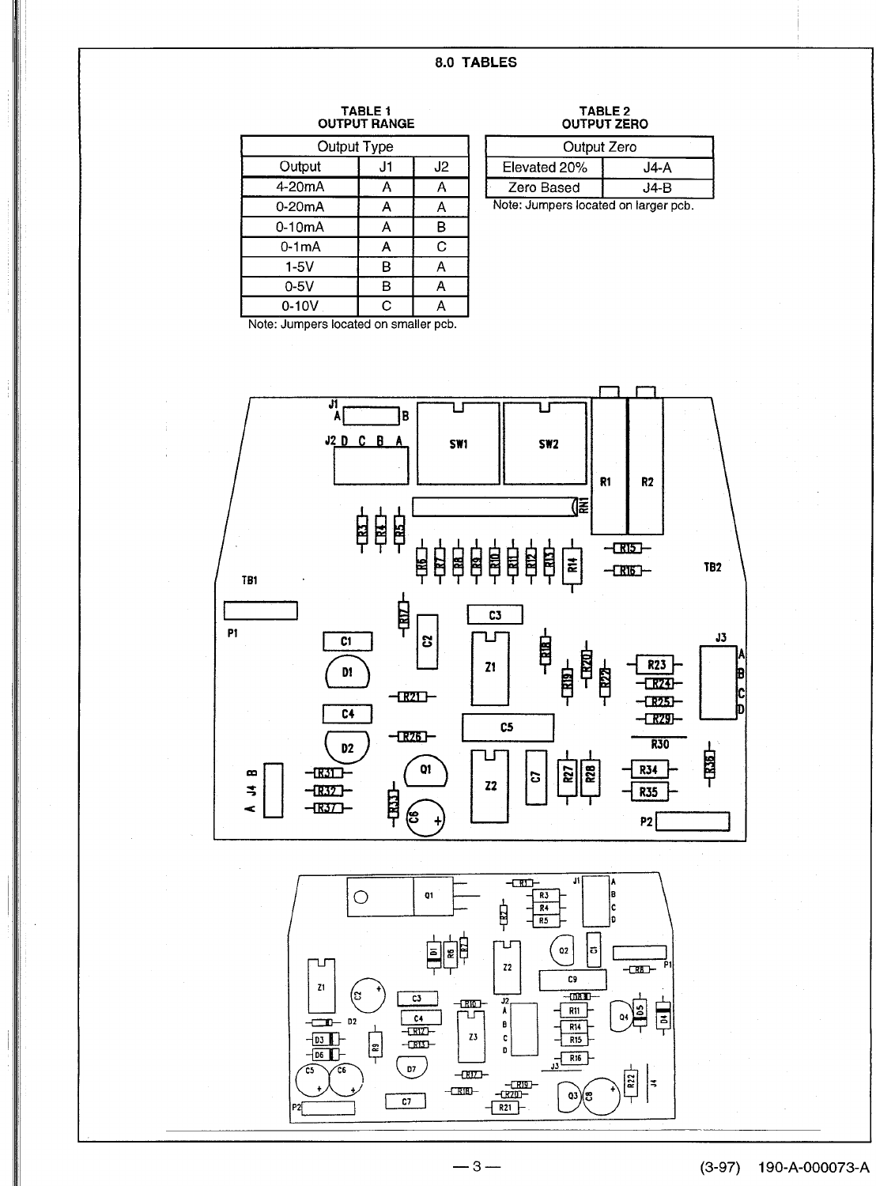## 8.0 TABLES

**TABLE 1**
**OUTPUT RANGE**

| Output Type | | |
|---|---|---|
| Output | J1 | J2 |
| 4-20mA | A | A |
| 0-20mA | A | A |
| 0-10mA | A | B |
| 0-1mA | A | C |
| 1-5V | B | A |
| 0-5V | B | A |
| 0-10V | C | A |

Note: Jumpers located on smaller pcb.

**TABLE 2**
**OUTPUT ZERO**

| Output Zero | |
|---|---|
| Elevated 20% | J4-A |
| Zero Based | J4-B |

Note: Jumpers located on larger pcb.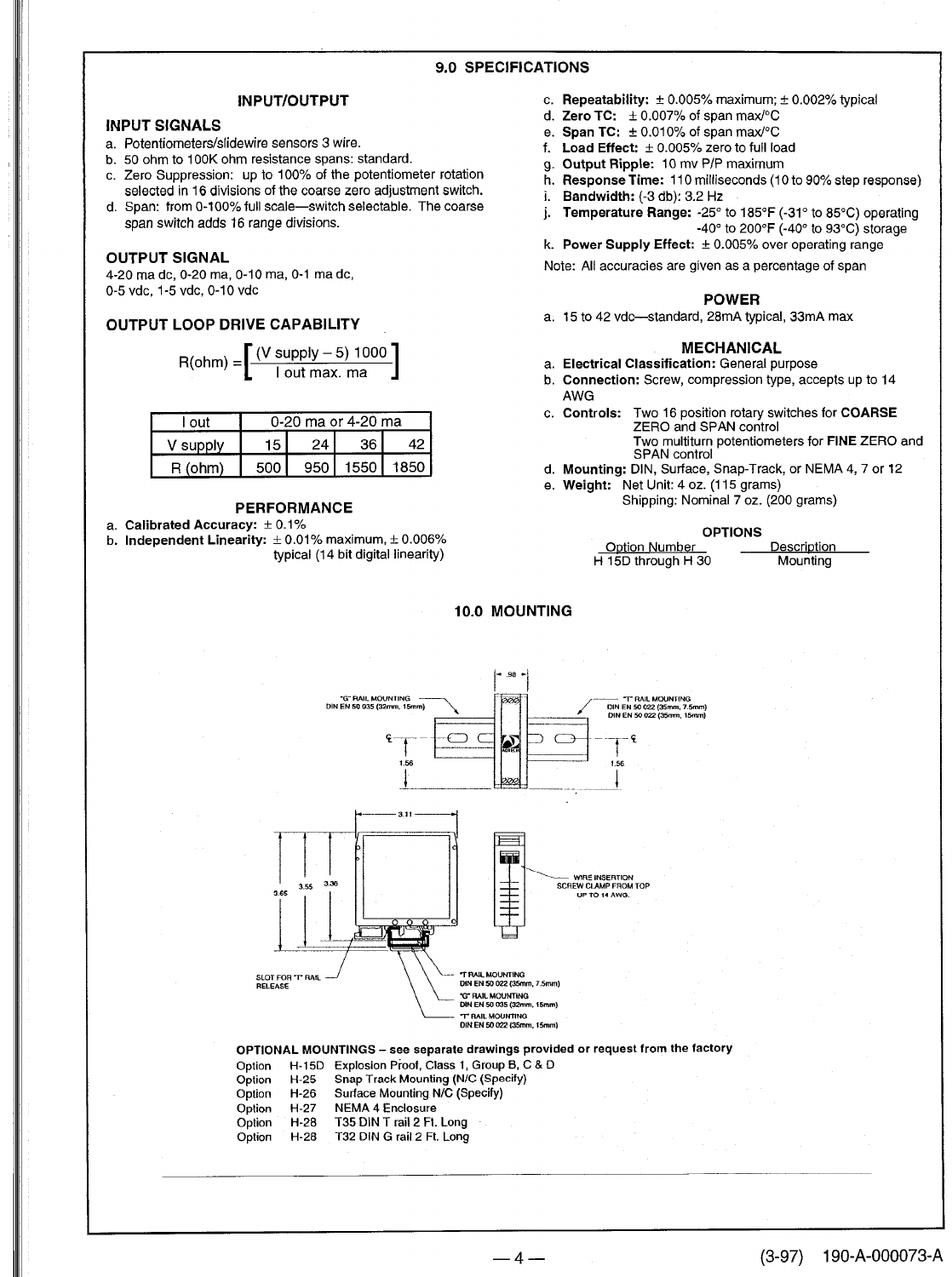## 9.0 SPECIFICATIONS

### INPUT/OUTPUT

#### INPUT SIGNALS

a. Potentiometers/slidewire sensors 3 wire.
b. 50 ohm to 100K ohm resistance spans: standard.
c. Zero Suppression: up to 100% of the potentiometer rotation selected in 16 divisions of the coarse zero adjustment switch.
d. Span: from 0-100% full scale—switch selectable. The coarse span switch adds 16 range divisions.

#### OUTPUT SIGNAL

4-20 ma dc, 0-20 ma, 0-10 ma, 0-1 ma dc,
0-5 vdc, 1-5 vdc, 0-10 vdc

#### OUTPUT LOOP DRIVE CAPABILITY

$$R(\text{ohm}) = \left[\frac{(\text{V supply} - 5)\ 1000}{\text{I out max. ma}}\right]$$

| I out | 0-20 ma or 4-20 ma | | | |
|---|---|---|---|---|
| V supply | 15 | 24 | 36 | 42 |
| R (ohm) | 500 | 950 | 1550 | 1850 |

### PERFORMANCE

a. **Calibrated Accuracy:** ± 0.1%
b. **Independent Linearity:** ± 0.01% maximum, ± 0.006% typical (14 bit digital linearity)
c. **Repeatability:** ± 0.005% maximum; ± 0.002% typical
d. **Zero TC:** ± 0.007% of span max/°C
e. **Span TC:** ± 0.010% of span max/°C
f. **Load Effect:** ± 0.005% zero to full load
g. **Output Ripple:** 10 mv P/P maximum
h. **Response Time:** 110 milliseconds (10 to 90% step response)
i. **Bandwidth:** (-3 db): 3.2 Hz
j. **Temperature Range:** -25° to 185°F (-31° to 85°C) operating; -40° to 200°F (-40° to 93°C) storage
k. **Power Supply Effect:** ± 0.005% over operating range

Note: All accuracies are given as a percentage of span

### POWER

a. 15 to 42 vdc—standard, 28mA typical, 33mA max

### MECHANICAL

a. **Electrical Classification:** General purpose
b. **Connection:** Screw, compression type, accepts up to 14 AWG
c. **Controls:** Two 16 position rotary switches for **COARSE** ZERO and SPAN control
   Two multiturn potentiometers for **FINE** ZERO and SPAN control
d. **Mounting:** DIN, Surface, Snap-Track, or NEMA 4, 7 or 12
e. **Weight:** Net Unit: 4 oz. (115 grams)
   Shipping: Nominal 7 oz. (200 grams)

### OPTIONS

| Option Number | Description |
|---|---|
| H 15D through H 30 | Mounting |

## 10.0 MOUNTING

.98

"G" RAIL MOUNTING DIN EN 50 035 (32mm, 15mm)

"T" RAIL MOUNTING DIN EN 50 022 (35mm, 7.5mm) DIN EN 50 022 (35mm, 15mm)

1.56

1.56

3.11

3.65

3.55

3.36

WIRE INSERTION SCREW CLAMP FROM TOP UP TO 14 AWG.

SLOT FOR "T" RAIL RELEASE

"T" RAIL MOUNTING DIN EN 50 022 (35mm, 7.5mm)

"G" RAIL MOUNTING DIN EN 50 035 (32mm, 15mm)

"T" RAIL MOUNTING DIN EN 50 022 (35mm, 15mm)

**OPTIONAL MOUNTINGS – see separate drawings provided or request from the factory**

| | | |
|---|---|---|
| Option | H-15D | Explosion Proof, Class 1, Group B, C & D |
| Option | H-25 | Snap Track Mounting (N/C (Specify) |
| Option | H-26 | Surface Mounting N/C (Specify) |
| Option | H-27 | NEMA 4 Enclosure |
| Option | H-28 | T35 DIN T rail 2 Ft. Long |
| Option | H-28 | T32 DIN G rail 2 Ft. Long |

(3-97) 190-A-000073-A